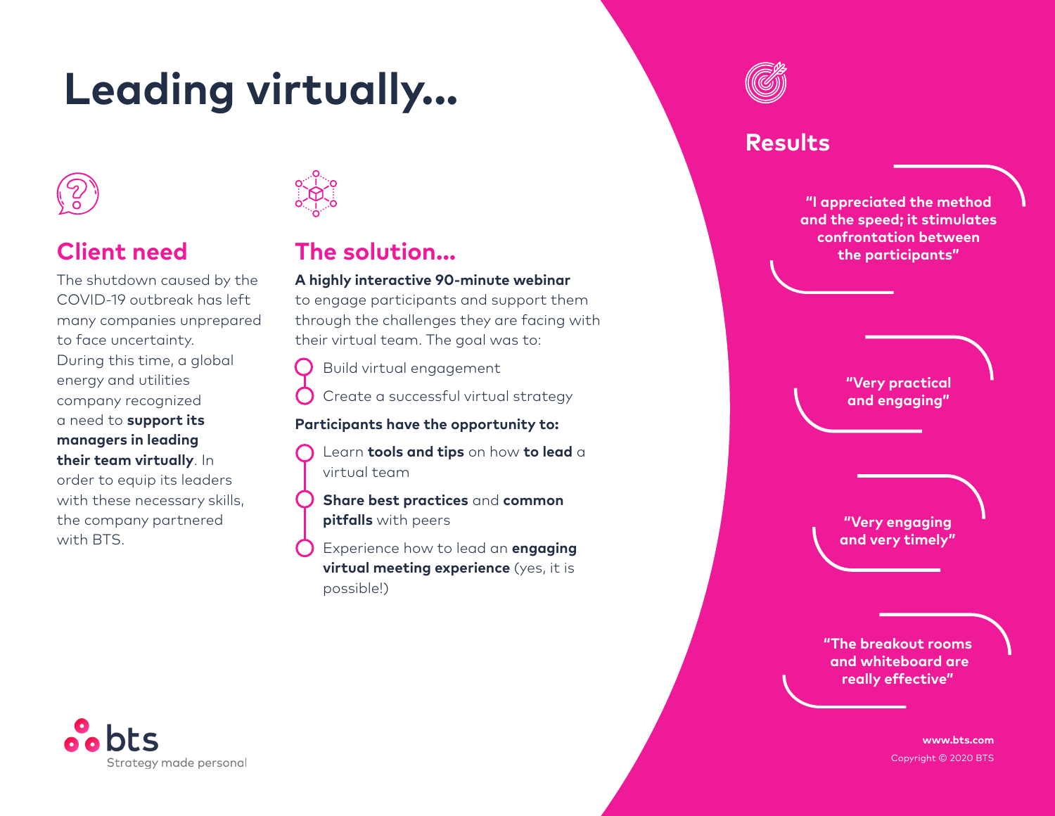# Leading virtually...

## Client need

The shutdown caused by the COVID-19 outbreak has left many companies unprepared to face uncertainty. During this time, a global energy and utilities company recognized a need to **support its managers in leading their team virtually**. In order to equip its leaders with these necessary skills, the company partnered with BTS.

## The solution...

**A highly interactive 90-minute webinar** to engage participants and support them through the challenges they are facing with their virtual team. The goal was to:

- Build virtual engagement
- Create a successful virtual strategy

**Participants have the opportunity to:**

- Learn **tools and tips** on how **to lead** a virtual team
- **Share best practices** and **common pitfalls** with peers
- Experience how to lead an **engaging virtual meeting experience** (yes, it is possible!)

## Results

**"I appreciated the method and the speed; it stimulates confrontation between the participants"**

**"Very practical and engaging"**

**"Very engaging and very timely"**

**"The breakout rooms and whiteboard are really effective"**

bts
Strategy made personal

**www.bts.com**

Copyright © 2020 BTS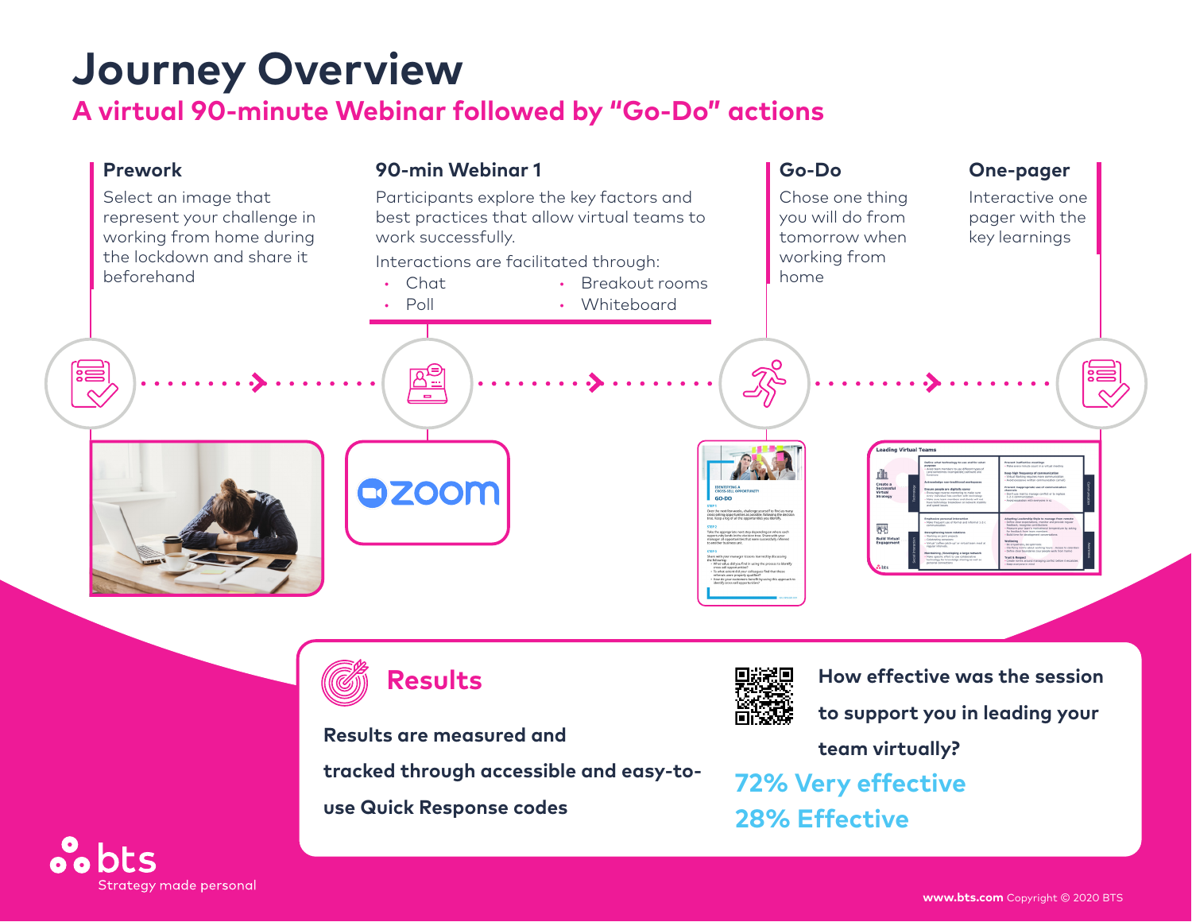# Journey Overview

## A virtual 90-minute Webinar followed by "Go-Do" actions

### Prework

Select an image that represent your challenge in working from home during the lockdown and share it beforehand

### 90-min Webinar 1

Participants explore the key factors and best practices that allow virtual teams to work successfully.

Interactions are facilitated through:

- Chat
- Poll
- Breakout rooms
- Whiteboard

### Go-Do

Chose one thing you will do from tomorrow when working from home

### One-pager

Interactive one pager with the key learnings

## Results

**Results are measured and tracked through accessible and easy-to-use Quick Response codes**

**How effective was the session to support you in leading your team virtually?**

**72% Very effective**

**28% Effective**

bts
Strategy made personal

**www.bts.com** Copyright © 2020 BTS